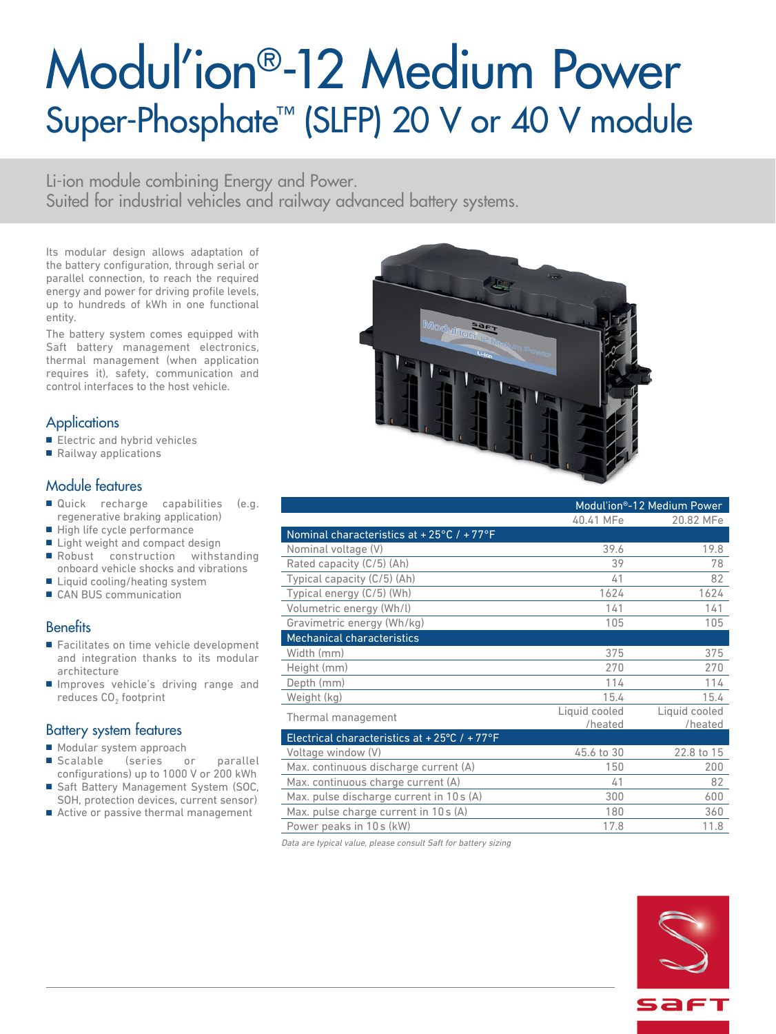# Modul'ion®-12 Medium Power

## Super-Phosphate™ (SLFP) 20 V or 40 V module

Li-ion module combining Energy and Power.
Suited for industrial vehicles and railway advanced battery systems.

Its modular design allows adaptation of the battery configuration, through serial or parallel connection, to reach the required energy and power for driving profile levels, up to hundreds of kWh in one functional entity.

The battery system comes equipped with Saft battery management electronics, thermal management (when application requires it), safety, communication and control interfaces to the host vehicle.

### Applications

- Electric and hybrid vehicles
- Railway applications

### Module features

- Quick recharge capabilities (e.g. regenerative braking application)
- High life cycle performance
- Light weight and compact design
- Robust construction withstanding onboard vehicle shocks and vibrations
- Liquid cooling/heating system
- CAN BUS communication

### Benefits

- Facilitates on time vehicle development and integration thanks to its modular architecture
- Improves vehicle's driving range and reduces $CO_2$ footprint

### Battery system features

- Modular system approach
- Scalable (series or parallel configurations) up to 1000 V or 200 kWh
- Saft Battery Management System (SOC, SOH, protection devices, current sensor)
- Active or passive thermal management

| | Modul'ion®-12 Medium Power | |
|---|---|---|
| | 40.41 MFe | 20.82 MFe |
| **Nominal characteristics at + 25°C / + 77°F** | | |
| Nominal voltage (V) | 39.6 | 19.8 |
| Rated capacity (C/5) (Ah) | 39 | 78 |
| Typical capacity (C/5) (Ah) | 41 | 82 |
| Typical energy (C/5) (Wh) | 1624 | 1624 |
| Volumetric energy (Wh/l) | 141 | 141 |
| Gravimetric energy (Wh/kg) | 105 | 105 |
| **Mechanical characteristics** | | |
| Width (mm) | 375 | 375 |
| Height (mm) | 270 | 270 |
| Depth (mm) | 114 | 114 |
| Weight (kg) | 15.4 | 15.4 |
| Thermal management | Liquid cooled /heated | Liquid cooled /heated |
| **Electrical characteristics at + 25°C / + 77°F** | | |
| Voltage window (V) | 45.6 to 30 | 22.8 to 15 |
| Max. continuous discharge current (A) | 150 | 200 |
| Max. continuous charge current (A) | 41 | 82 |
| Max. pulse discharge current in 10 s (A) | 300 | 600 |
| Max. pulse charge current in 10 s (A) | 180 | 360 |
| Power peaks in 10 s (kW) | 17.8 | 11.8 |

*Data are typical value, please consult Saft for battery sizing*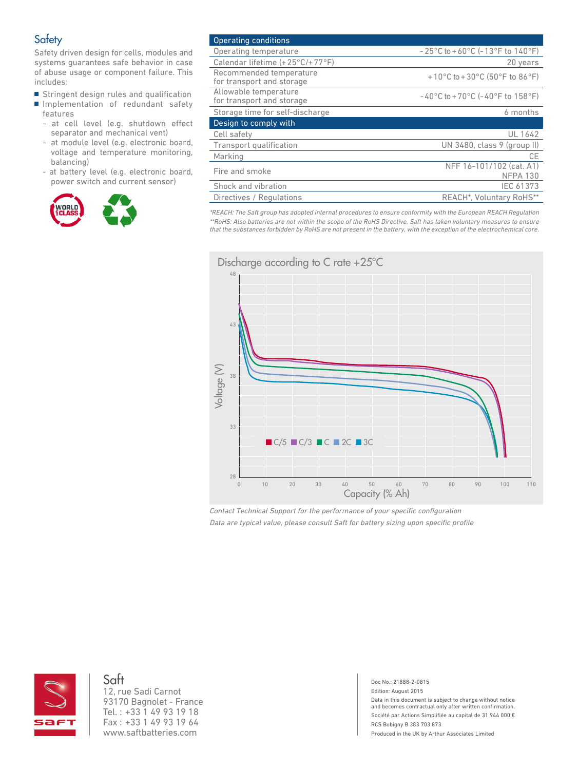## Safety

Safety driven design for cells, modules and systems guarantees safe behavior in case of abuse usage or component failure. This includes:

- Stringent design rules and qualification
- Implementation of redundant safety features
  - at cell level (e.g. shutdown effect separator and mechanical vent)
  - at module level (e.g. electronic board, voltage and temperature monitoring, balancing)
  - at battery level (e.g. electronic board, power switch and current sensor)

| Operating conditions | |
|---|---|
| Operating temperature | - 25°C to + 60°C (-13°F to 140°F) |
| Calendar lifetime (+ 25°C/+ 77°F) | 20 years |
| Recommended temperature for transport and storage | + 10°C to + 30°C (50°F to 86°F) |
| Allowable temperature for transport and storage | - 40°C to + 70°C (-40°F to 158°F) |
| Storage time for self-discharge | 6 months |
| **Design to comply with** | |
| Cell safety | UL 1642 |
| Transport qualification | UN 3480, class 9 (group II) |
| Marking | CE |
| Fire and smoke | NFF 16-101/102 (cat. A1) NFPA 130 |
| Shock and vibration | IEC 61373 |
| Directives / Regulations | REACH*, Voluntary RoHS** |

*\*REACH: The Saft group has adopted internal procedures to ensure conformity with the European REACH Regulation*
*\*\*RoHS: Also batteries are not within the scope of the RoHS Directive, Saft has taken voluntary measures to ensure that the substances forbidden by RoHS are not present in the battery, with the exception of the electrochemical core.*

Discharge according to C rate +25°C

Voltage (V)
48
43
38
33
28

Capacity (% Ah)
0 10 20 30 40 50 60 70 80 90 100 110

C/5 C/3 C 2C 3C

*Contact Technical Support for the performance of your specific configuration*
*Data are typical value, please consult Saft for battery sizing upon specific profile*

Saft
12, rue Sadi Carnot
93170 Bagnolet - France
Tel. : +33 1 49 93 19 18
Fax : +33 1 49 93 19 64
www.saftbatteries.com

Doc No.: 21888-2-0815
Edition: August 2015
Data in this document is subject to change without notice and becomes contractual only after written confirmation.
Société par Actions Simplifiée au capital de 31 944 000 €
RCS Bobigny B 383 703 873
Produced in the UK by Arthur Associates Limited